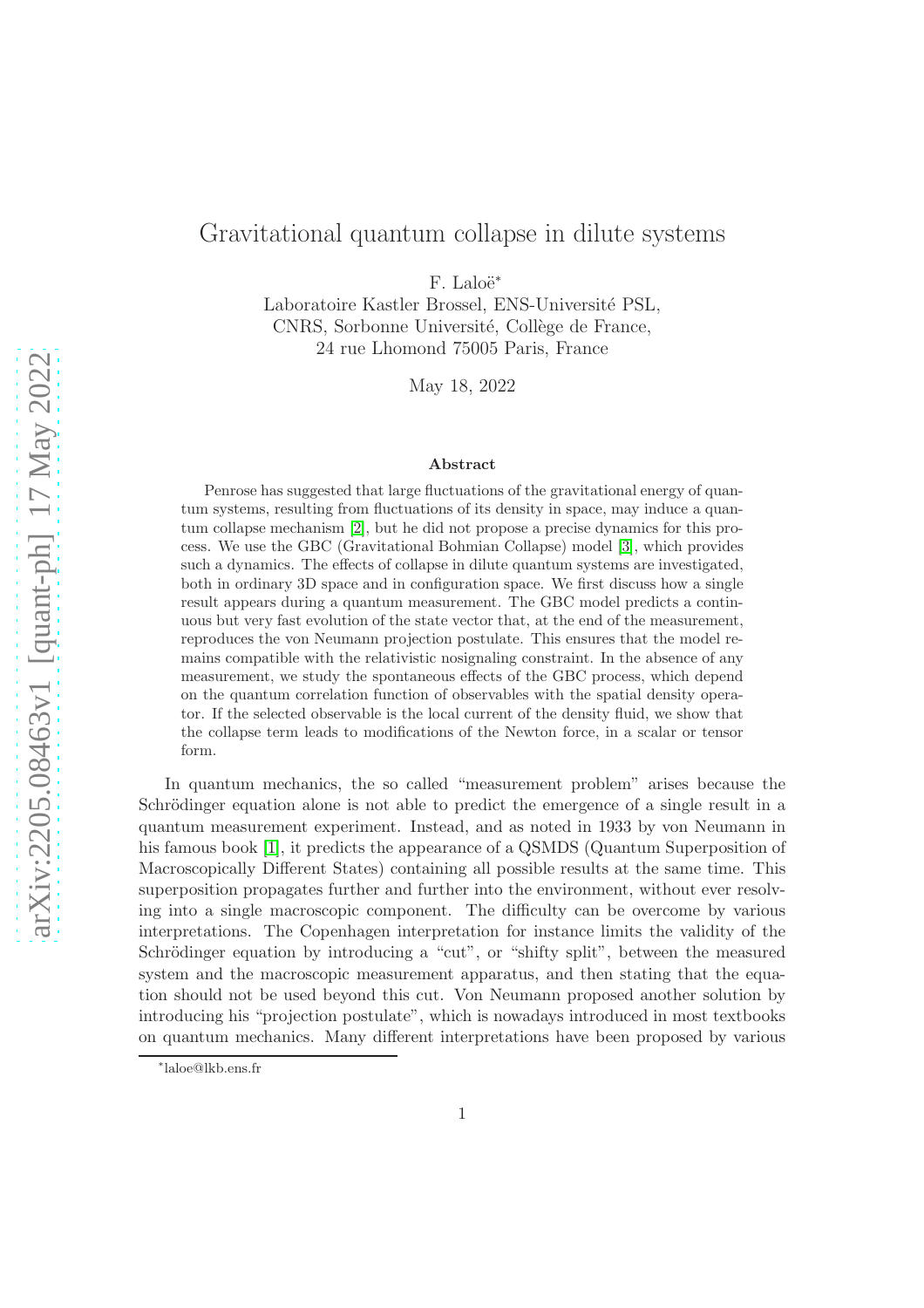# Gravitational quantum collapse in dilute systems

F. Laloë*

Laboratoire Kastler Brossel, ENS-Université PSL,
CNRS, Sorbonne Université, Collège de France,
24 rue Lhomond 75005 Paris, France

May 18, 2022

## Abstract

Penrose has suggested that large fluctuations of the gravitational energy of quantum systems, resulting from fluctuations of its density in space, may induce a quantum collapse mechanism [2], but he did not propose a precise dynamics for this process. We use the GBC (Gravitational Bohmian Collapse) model [3], which provides such a dynamics. The effects of collapse in dilute quantum systems are investigated, both in ordinary 3D space and in configuration space. We first discuss how a single result appears during a quantum measurement. The GBC model predicts a continuous but very fast evolution of the state vector that, at the end of the measurement, reproduces the von Neumann projection postulate. This ensures that the model remains compatible with the relativistic nosignaling constraint. In the absence of any measurement, we study the spontaneous effects of the GBC process, which depend on the quantum correlation function of observables with the spatial density operator. If the selected observable is the local current of the density fluid, we show that the collapse term leads to modifications of the Newton force, in a scalar or tensor form.

In quantum mechanics, the so called "measurement problem" arises because the Schrödinger equation alone is not able to predict the emergence of a single result in a quantum measurement experiment. Instead, and as noted in 1933 by von Neumann in his famous book [1], it predicts the appearance of a QSMDS (Quantum Superposition of Macroscopically Different States) containing all possible results at the same time. This superposition propagates further and further into the environment, without ever resolving into a single macroscopic component. The difficulty can be overcome by various interpretations. The Copenhagen interpretation for instance limits the validity of the Schrödinger equation by introducing a "cut", or "shifty split", between the measured system and the macroscopic measurement apparatus, and then stating that the equation should not be used beyond this cut. Von Neumann proposed another solution by introducing his "projection postulate", which is nowadays introduced in most textbooks on quantum mechanics. Many different interpretations have been proposed by various

*laloe@lkb.ens.fr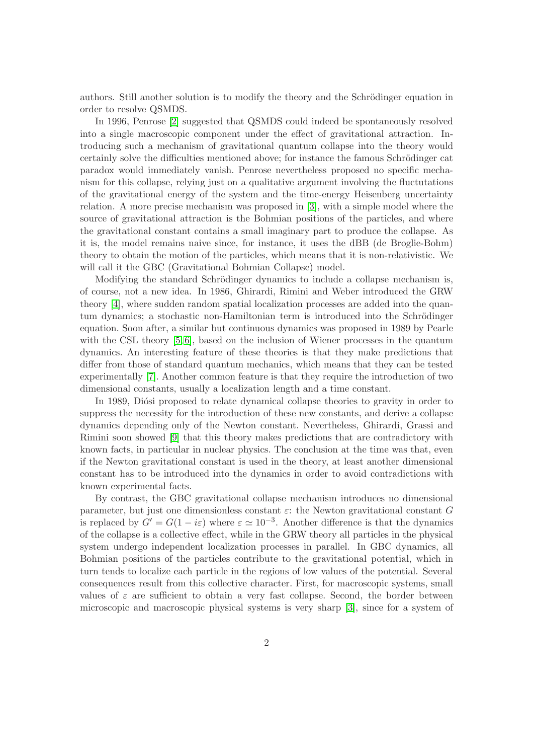authors. Still another solution is to modify the theory and the Schrödinger equation in order to resolve QSMDS.

In 1996, Penrose [2] suggested that QSMDS could indeed be spontaneously resolved into a single macroscopic component under the effect of gravitational attraction. Introducing such a mechanism of gravitational quantum collapse into the theory would certainly solve the difficulties mentioned above; for instance the famous Schrödinger cat paradox would immediately vanish. Penrose nevertheless proposed no specific mechanism for this collapse, relying just on a qualitative argument involving the fluctutations of the gravitational energy of the system and the time-energy Heisenberg uncertainty relation. A more precise mechanism was proposed in [3], with a simple model where the source of gravitational attraction is the Bohmian positions of the particles, and where the gravitational constant contains a small imaginary part to produce the collapse. As it is, the model remains naive since, for instance, it uses the dBB (de Broglie-Bohm) theory to obtain the motion of the particles, which means that it is non-relativistic. We will call it the GBC (Gravitational Bohmian Collapse) model.

Modifying the standard Schrödinger dynamics to include a collapse mechanism is, of course, not a new idea. In 1986, Ghirardi, Rimini and Weber introduced the GRW theory [4], where sudden random spatial localization processes are added into the quantum dynamics; a stochastic non-Hamiltonian term is introduced into the Schrödinger equation. Soon after, a similar but continuous dynamics was proposed in 1989 by Pearle with the CSL theory [5,6], based on the inclusion of Wiener processes in the quantum dynamics. An interesting feature of these theories is that they make predictions that differ from those of standard quantum mechanics, which means that they can be tested experimentally [7]. Another common feature is that they require the introduction of two dimensional constants, usually a localization length and a time constant.

In 1989, Diósi proposed to relate dynamical collapse theories to gravity in order to suppress the necessity for the introduction of these new constants, and derive a collapse dynamics depending only of the Newton constant. Nevertheless, Ghirardi, Grassi and Rimini soon showed [9] that this theory makes predictions that are contradictory with known facts, in particular in nuclear physics. The conclusion at the time was that, even if the Newton gravitational constant is used in the theory, at least another dimensional constant has to be introduced into the dynamics in order to avoid contradictions with known experimental facts.

By contrast, the GBC gravitational collapse mechanism introduces no dimensional parameter, but just one dimensionless constant $\varepsilon$: the Newton gravitational constant $G$ is replaced by $G' = G(1 - i\varepsilon)$ where $\varepsilon \simeq 10^{-3}$. Another difference is that the dynamics of the collapse is a collective effect, while in the GRW theory all particles in the physical system undergo independent localization processes in parallel. In GBC dynamics, all Bohmian positions of the particles contribute to the gravitational potential, which in turn tends to localize each particle in the regions of low values of the potential. Several consequences result from this collective character. First, for macroscopic systems, small values of $\varepsilon$ are sufficient to obtain a very fast collapse. Second, the border between microscopic and macroscopic physical systems is very sharp [3], since for a system of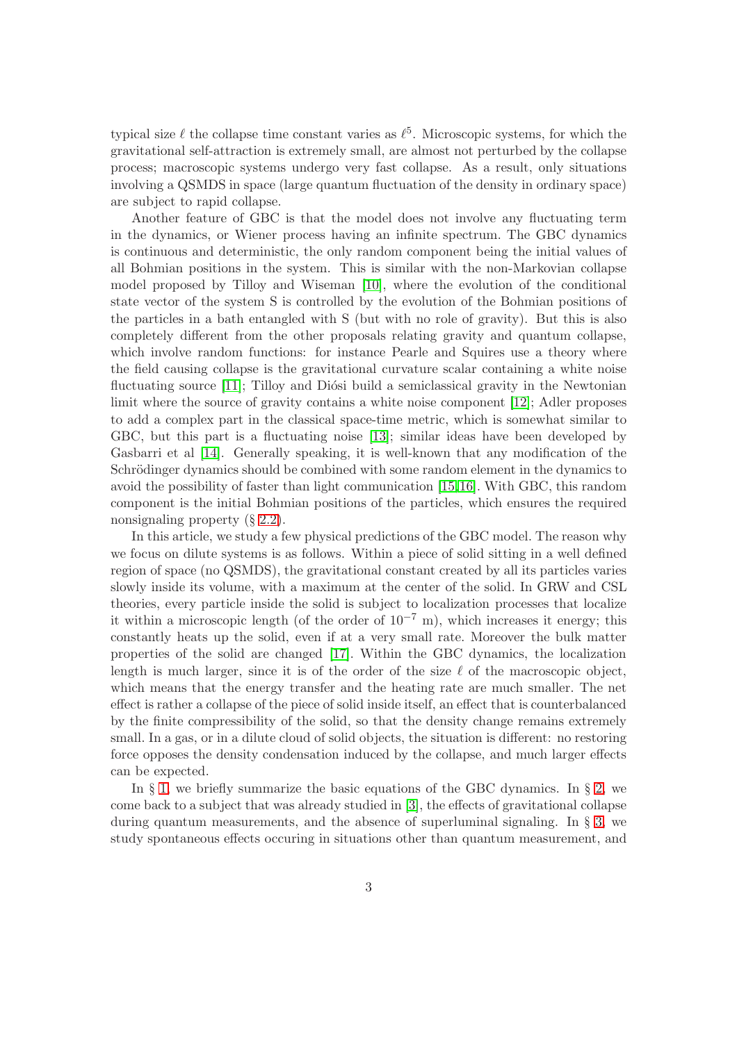typical size $\ell$ the collapse time constant varies as $\ell^5$. Microscopic systems, for which the gravitational self-attraction is extremely small, are almost not perturbed by the collapse process; macroscopic systems undergo very fast collapse. As a result, only situations involving a QSMDS in space (large quantum fluctuation of the density in ordinary space) are subject to rapid collapse.

Another feature of GBC is that the model does not involve any fluctuating term in the dynamics, or Wiener process having an infinite spectrum. The GBC dynamics is continuous and deterministic, the only random component being the initial values of all Bohmian positions in the system. This is similar with the non-Markovian collapse model proposed by Tilloy and Wiseman [10], where the evolution of the conditional state vector of the system S is controlled by the evolution of the Bohmian positions of the particles in a bath entangled with S (but with no role of gravity). But this is also completely different from the other proposals relating gravity and quantum collapse, which involve random functions: for instance Pearle and Squires use a theory where the field causing collapse is the gravitational curvature scalar containing a white noise fluctuating source [11]; Tilloy and Diósi build a semiclassical gravity in the Newtonian limit where the source of gravity contains a white noise component [12]; Adler proposes to add a complex part in the classical space-time metric, which is somewhat similar to GBC, but this part is a fluctuating noise [13]; similar ideas have been developed by Gasbarri et al [14]. Generally speaking, it is well-known that any modification of the Schrödinger dynamics should be combined with some random element in the dynamics to avoid the possibility of faster than light communication [15,16]. With GBC, this random component is the initial Bohmian positions of the particles, which ensures the required nonsignaling property (§ 2.2).

In this article, we study a few physical predictions of the GBC model. The reason why we focus on dilute systems is as follows. Within a piece of solid sitting in a well defined region of space (no QSMDS), the gravitational constant created by all its particles varies slowly inside its volume, with a maximum at the center of the solid. In GRW and CSL theories, every particle inside the solid is subject to localization processes that localize it within a microscopic length (of the order of $10^{-7}$ m), which increases it energy; this constantly heats up the solid, even if at a very small rate. Moreover the bulk matter properties of the solid are changed [17]. Within the GBC dynamics, the localization length is much larger, since it is of the order of the size $\ell$ of the macroscopic object, which means that the energy transfer and the heating rate are much smaller. The net effect is rather a collapse of the piece of solid inside itself, an effect that is counterbalanced by the finite compressibility of the solid, so that the density change remains extremely small. In a gas, or in a dilute cloud of solid objects, the situation is different: no restoring force opposes the density condensation induced by the collapse, and much larger effects can be expected.

In § 1, we briefly summarize the basic equations of the GBC dynamics. In § 2, we come back to a subject that was already studied in [3], the effects of gravitational collapse during quantum measurements, and the absence of superluminal signaling. In § 3, we study spontaneous effects occuring in situations other than quantum measurement, and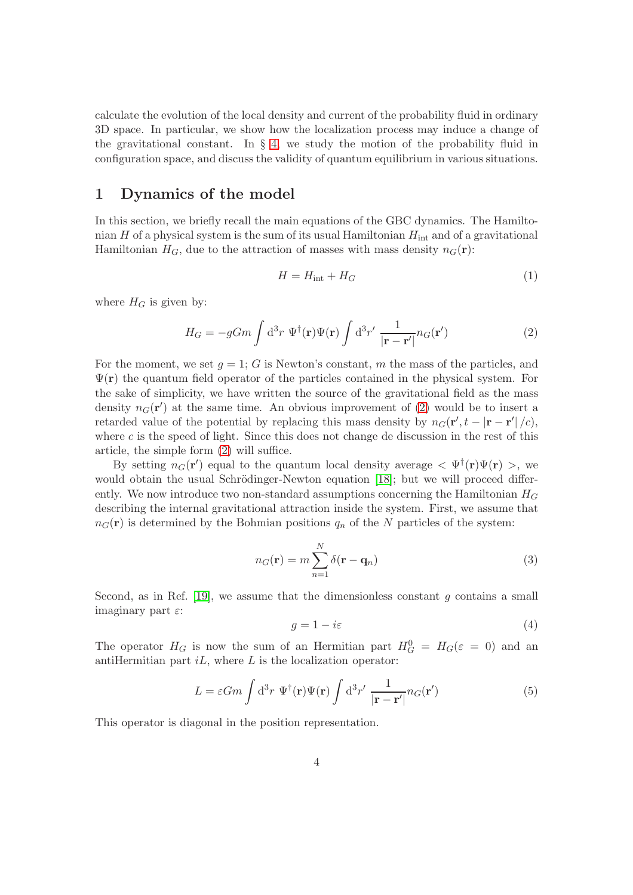calculate the evolution of the local density and current of the probability fluid in ordinary 3D space. In particular, we show how the localization process may induce a change of the gravitational constant. In § 4, we study the motion of the probability fluid in configuration space, and discuss the validity of quantum equilibrium in various situations.

# 1 Dynamics of the model

In this section, we briefly recall the main equations of the GBC dynamics. The Hamiltonian $H$ of a physical system is the sum of its usual Hamiltonian $H_{\text{int}}$ and of a gravitational Hamiltonian $H_G$, due to the attraction of masses with mass density $n_G(\mathbf{r})$:

$$H = H_{\text{int}} + H_G \tag{1}$$

where $H_G$ is given by:

$$H_G = -gGm \int \mathrm{d}^3r \ \Psi^\dagger(\mathbf{r})\Psi(\mathbf{r}) \int \mathrm{d}^3r' \ \frac{1}{|\mathbf{r}-\mathbf{r}'|} n_G(\mathbf{r}') \tag{2}$$

For the moment, we set $g = 1$; $G$ is Newton's constant, $m$ the mass of the particles, and $\Psi(\mathbf{r})$ the quantum field operator of the particles contained in the physical system. For the sake of simplicity, we have written the source of the gravitational field as the mass density $n_G(\mathbf{r}')$ at the same time. An obvious improvement of (2) would be to insert a retarded value of the potential by replacing this mass density by $n_G(\mathbf{r}', t - |\mathbf{r}-\mathbf{r}'|/c)$, where $c$ is the speed of light. Since this does not change de discussion in the rest of this article, the simple form (2) will suffice.

By setting $n_G(\mathbf{r}')$ equal to the quantum local density average $< \Psi^\dagger(\mathbf{r})\Psi(\mathbf{r}) >$, we would obtain the usual Schrödinger-Newton equation [18]; but we will proceed differently. We now introduce two non-standard assumptions concerning the Hamiltonian $H_G$ describing the internal gravitational attraction inside the system. First, we assume that $n_G(\mathbf{r})$ is determined by the Bohmian positions $q_n$ of the $N$ particles of the system:

$$n_G(\mathbf{r}) = m \sum_{n=1}^{N} \delta(\mathbf{r} - \mathbf{q}_n) \tag{3}$$

Second, as in Ref. [19], we assume that the dimensionless constant $g$ contains a small imaginary part $\varepsilon$:

$$g = 1 - i\varepsilon \tag{4}$$

The operator $H_G$ is now the sum of an Hermitian part $H_G^0 = H_G(\varepsilon = 0)$ and an antiHermitian part $iL$, where $L$ is the localization operator:

$$L = \varepsilon Gm \int \mathrm{d}^3r \ \Psi^\dagger(\mathbf{r})\Psi(\mathbf{r}) \int \mathrm{d}^3r' \ \frac{1}{|\mathbf{r}-\mathbf{r}'|} n_G(\mathbf{r}') \tag{5}$$

This operator is diagonal in the position representation.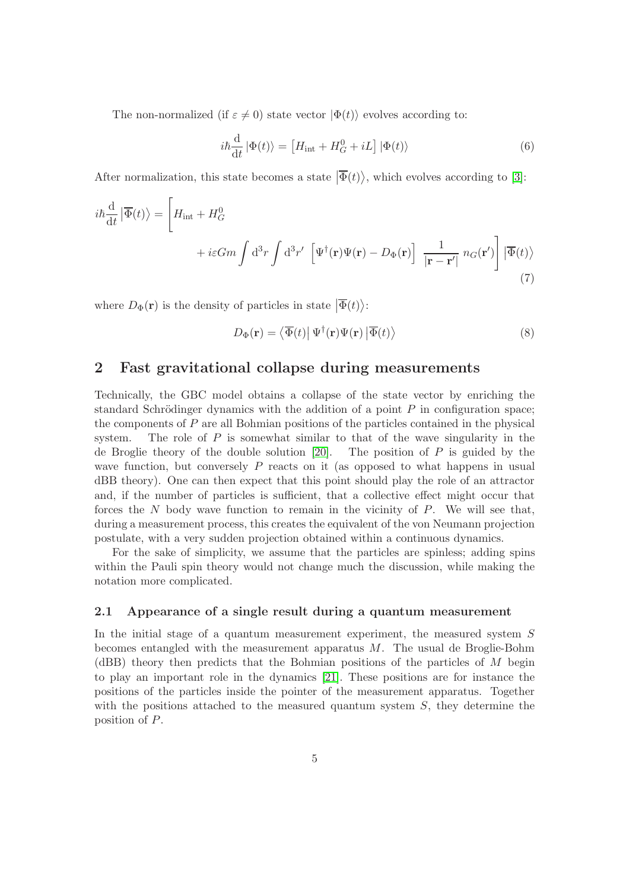The non-normalized (if $\varepsilon \neq 0$) state vector $|\Phi(t)\rangle$ evolves according to:

$$i\hbar \frac{\mathrm{d}}{\mathrm{d}t} |\Phi(t)\rangle = \left[ H_{\text{int}} + H_G^0 + iL \right] |\Phi(t)\rangle \tag{6}$$

After normalization, this state becomes a state $\left|\overline{\Phi}(t)\right\rangle$, which evolves according to [3]:

$$i\hbar \frac{\mathrm{d}}{\mathrm{d}t} \left|\overline{\Phi}(t)\right\rangle = \Bigg[ H_{\text{int}} + H_G^0 + i\varepsilon G m \int \mathrm{d}^3r \int \mathrm{d}^3r' \left[ \Psi^\dagger(\mathbf{r})\Psi(\mathbf{r}) - D_\Phi(\mathbf{r}) \right] \frac{1}{|\mathbf{r} - \mathbf{r}'|} \, n_G(\mathbf{r}') \Bigg] \left|\overline{\Phi}(t)\right\rangle \tag{7}$$

where $D_\Phi(\mathbf{r})$ is the density of particles in state $\left|\overline{\Phi}(t)\right\rangle$:

$$D_\Phi(\mathbf{r}) = \left\langle \overline{\Phi}(t) \right| \Psi^\dagger(\mathbf{r})\Psi(\mathbf{r}) \left| \overline{\Phi}(t) \right\rangle \tag{8}$$

## 2 Fast gravitational collapse during measurements

Technically, the GBC model obtains a collapse of the state vector by enriching the standard Schrödinger dynamics with the addition of a point $P$ in configuration space; the components of $P$ are all Bohmian positions of the particles contained in the physical system. The role of $P$ is somewhat similar to that of the wave singularity in the de Broglie theory of the double solution [20]. The position of $P$ is guided by the wave function, but conversely $P$ reacts on it (as opposed to what happens in usual dBB theory). One can then expect that this point should play the role of an attractor and, if the number of particles is sufficient, that a collective effect might occur that forces the $N$ body wave function to remain in the vicinity of $P$. We will see that, during a measurement process, this creates the equivalent of the von Neumann projection postulate, with a very sudden projection obtained within a continuous dynamics.

For the sake of simplicity, we assume that the particles are spinless; adding spins within the Pauli spin theory would not change much the discussion, while making the notation more complicated.

### 2.1 Appearance of a single result during a quantum measurement

In the initial stage of a quantum measurement experiment, the measured system $S$ becomes entangled with the measurement apparatus $M$. The usual de Broglie-Bohm (dBB) theory then predicts that the Bohmian positions of the particles of $M$ begin to play an important role in the dynamics [21]. These positions are for instance the positions of the particles inside the pointer of the measurement apparatus. Together with the positions attached to the measured quantum system $S$, they determine the position of $P$.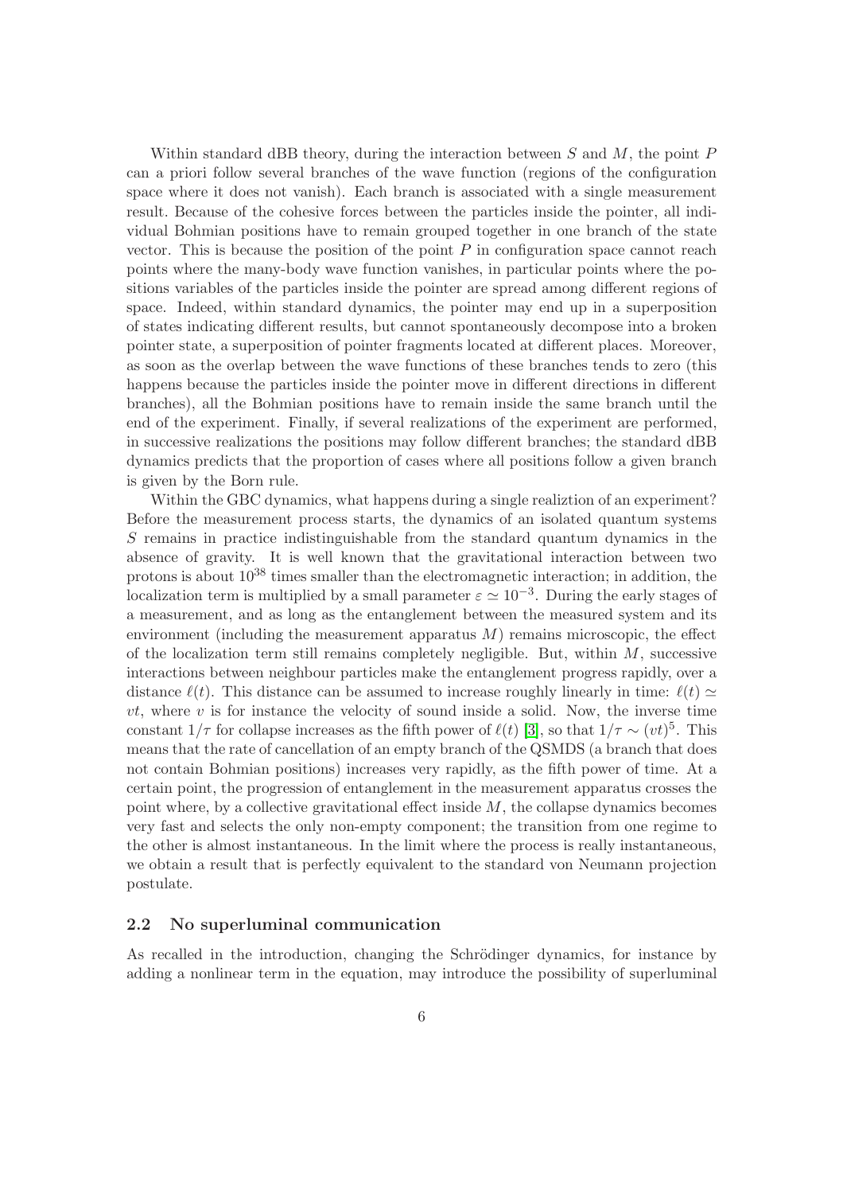Within standard dBB theory, during the interaction between $S$ and $M$, the point $P$ can a priori follow several branches of the wave function (regions of the configuration space where it does not vanish). Each branch is associated with a single measurement result. Because of the cohesive forces between the particles inside the pointer, all individual Bohmian positions have to remain grouped together in one branch of the state vector. This is because the position of the point $P$ in configuration space cannot reach points where the many-body wave function vanishes, in particular points where the positions variables of the particles inside the pointer are spread among different regions of space. Indeed, within standard dynamics, the pointer may end up in a superposition of states indicating different results, but cannot spontaneously decompose into a broken pointer state, a superposition of pointer fragments located at different places. Moreover, as soon as the overlap between the wave functions of these branches tends to zero (this happens because the particles inside the pointer move in different directions in different branches), all the Bohmian positions have to remain inside the same branch until the end of the experiment. Finally, if several realizations of the experiment are performed, in successive realizations the positions may follow different branches; the standard dBB dynamics predicts that the proportion of cases where all positions follow a given branch is given by the Born rule.

Within the GBC dynamics, what happens during a single realiztion of an experiment? Before the measurement process starts, the dynamics of an isolated quantum systems $S$ remains in practice indistinguishable from the standard quantum dynamics in the absence of gravity. It is well known that the gravitational interaction between two protons is about $10^{38}$ times smaller than the electromagnetic interaction; in addition, the localization term is multiplied by a small parameter $\varepsilon \simeq 10^{-3}$. During the early stages of a measurement, and as long as the entanglement between the measured system and its environment (including the measurement apparatus $M$) remains microscopic, the effect of the localization term still remains completely negligible. But, within $M$, successive interactions between neighbour particles make the entanglement progress rapidly, over a distance $\ell(t)$. This distance can be assumed to increase roughly linearly in time: $\ell(t) \simeq vt$, where $v$ is for instance the velocity of sound inside a solid. Now, the inverse time constant $1/\tau$ for collapse increases as the fifth power of $\ell(t)$ [3], so that $1/\tau \sim (vt)^5$. This means that the rate of cancellation of an empty branch of the QSMDS (a branch that does not contain Bohmian positions) increases very rapidly, as the fifth power of time. At a certain point, the progression of entanglement in the measurement apparatus crosses the point where, by a collective gravitational effect inside $M$, the collapse dynamics becomes very fast and selects the only non-empty component; the transition from one regime to the other is almost instantaneous. In the limit where the process is really instantaneous, we obtain a result that is perfectly equivalent to the standard von Neumann projection postulate.

### 2.2 No superluminal communication

As recalled in the introduction, changing the Schrödinger dynamics, for instance by adding a nonlinear term in the equation, may introduce the possibility of superluminal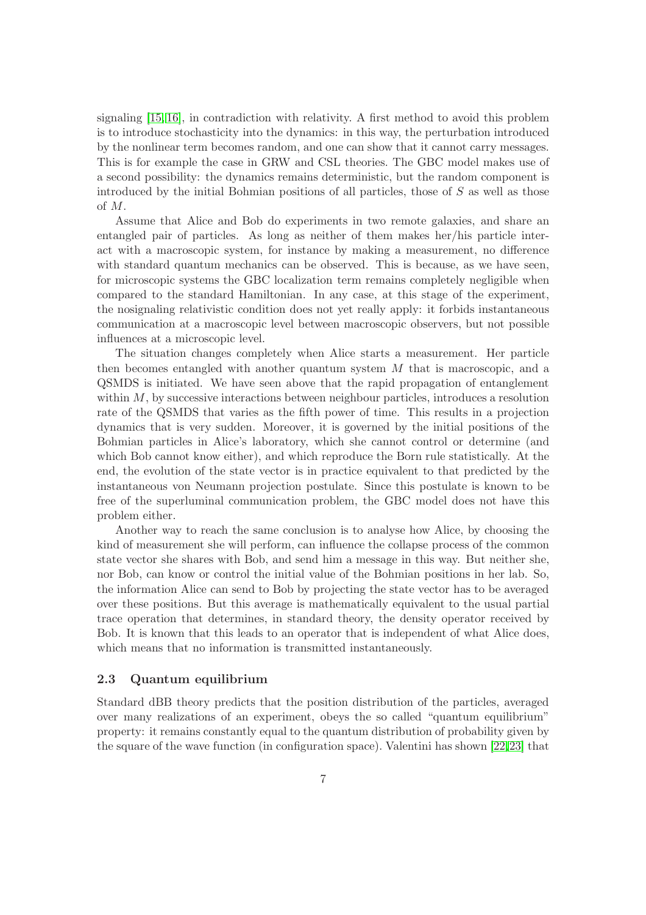signaling [15,16], in contradiction with relativity. A first method to avoid this problem is to introduce stochasticity into the dynamics: in this way, the perturbation introduced by the nonlinear term becomes random, and one can show that it cannot carry messages. This is for example the case in GRW and CSL theories. The GBC model makes use of a second possibility: the dynamics remains deterministic, but the random component is introduced by the initial Bohmian positions of all particles, those of $S$ as well as those of $M$.

Assume that Alice and Bob do experiments in two remote galaxies, and share an entangled pair of particles. As long as neither of them makes her/his particle interact with a macroscopic system, for instance by making a measurement, no difference with standard quantum mechanics can be observed. This is because, as we have seen, for microscopic systems the GBC localization term remains completely negligible when compared to the standard Hamiltonian. In any case, at this stage of the experiment, the nosignaling relativistic condition does not yet really apply: it forbids instantaneous communication at a macroscopic level between macroscopic observers, but not possible influences at a microscopic level.

The situation changes completely when Alice starts a measurement. Her particle then becomes entangled with another quantum system $M$ that is macroscopic, and a QSMDS is initiated. We have seen above that the rapid propagation of entanglement within $M$, by successive interactions between neighbour particles, introduces a resolution rate of the QSMDS that varies as the fifth power of time. This results in a projection dynamics that is very sudden. Moreover, it is governed by the initial positions of the Bohmian particles in Alice's laboratory, which she cannot control or determine (and which Bob cannot know either), and which reproduce the Born rule statistically. At the end, the evolution of the state vector is in practice equivalent to that predicted by the instantaneous von Neumann projection postulate. Since this postulate is known to be free of the superluminal communication problem, the GBC model does not have this problem either.

Another way to reach the same conclusion is to analyse how Alice, by choosing the kind of measurement she will perform, can influence the collapse process of the common state vector she shares with Bob, and send him a message in this way. But neither she, nor Bob, can know or control the initial value of the Bohmian positions in her lab. So, the information Alice can send to Bob by projecting the state vector has to be averaged over these positions. But this average is mathematically equivalent to the usual partial trace operation that determines, in standard theory, the density operator received by Bob. It is known that this leads to an operator that is independent of what Alice does, which means that no information is transmitted instantaneously.

### 2.3 Quantum equilibrium

Standard dBB theory predicts that the position distribution of the particles, averaged over many realizations of an experiment, obeys the so called "quantum equilibrium" property: it remains constantly equal to the quantum distribution of probability given by the square of the wave function (in configuration space). Valentini has shown [22,23] that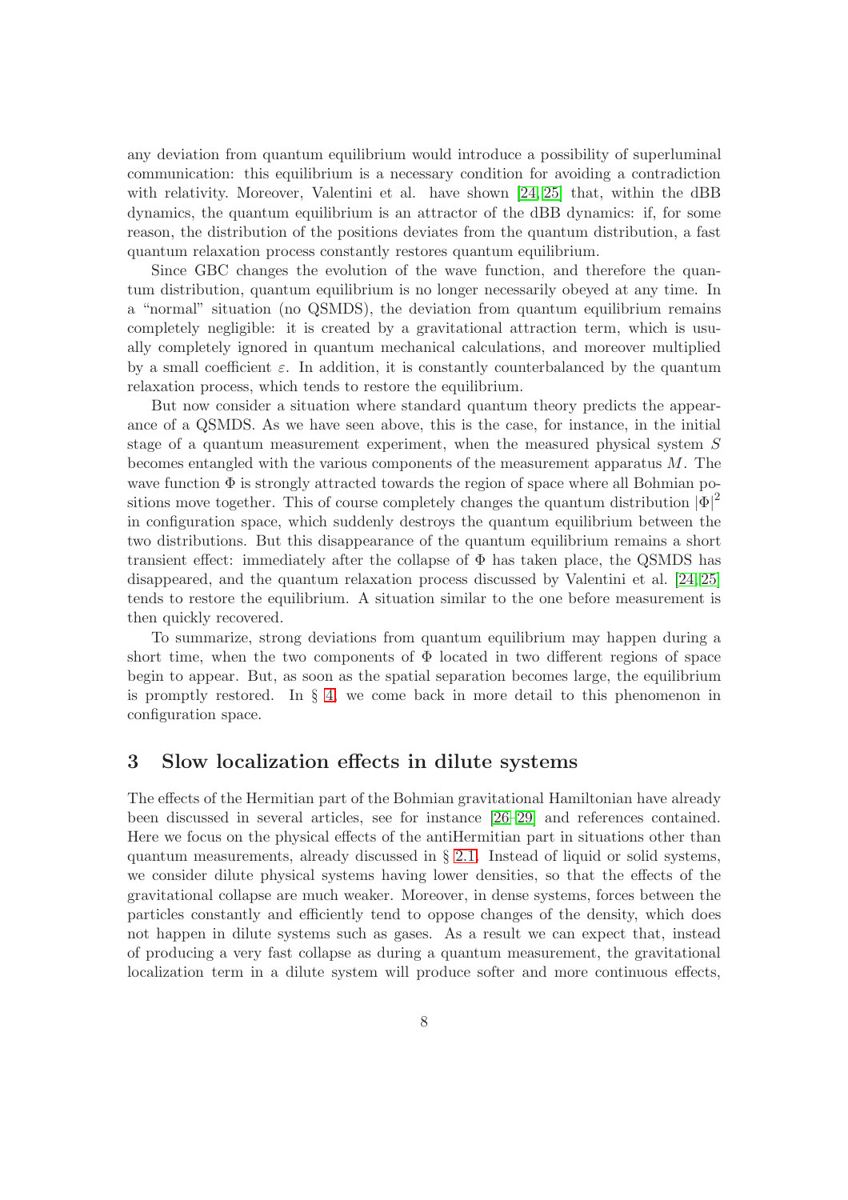any deviation from quantum equilibrium would introduce a possibility of superluminal communication: this equilibrium is a necessary condition for avoiding a contradiction with relativity. Moreover, Valentini et al. have shown [24, 25] that, within the dBB dynamics, the quantum equilibrium is an attractor of the dBB dynamics: if, for some reason, the distribution of the positions deviates from the quantum distribution, a fast quantum relaxation process constantly restores quantum equilibrium.

Since GBC changes the evolution of the wave function, and therefore the quantum distribution, quantum equilibrium is no longer necessarily obeyed at any time. In a "normal" situation (no QSMDS), the deviation from quantum equilibrium remains completely negligible: it is created by a gravitational attraction term, which is usually completely ignored in quantum mechanical calculations, and moreover multiplied by a small coefficient $\varepsilon$. In addition, it is constantly counterbalanced by the quantum relaxation process, which tends to restore the equilibrium.

But now consider a situation where standard quantum theory predicts the appearance of a QSMDS. As we have seen above, this is the case, for instance, in the initial stage of a quantum measurement experiment, when the measured physical system $S$ becomes entangled with the various components of the measurement apparatus $M$. The wave function $\Phi$ is strongly attracted towards the region of space where all Bohmian positions move together. This of course completely changes the quantum distribution $|\Phi|^2$ in configuration space, which suddenly destroys the quantum equilibrium between the two distributions. But this disappearance of the quantum equilibrium remains a short transient effect: immediately after the collapse of $\Phi$ has taken place, the QSMDS has disappeared, and the quantum relaxation process discussed by Valentini et al. [24, 25] tends to restore the equilibrium. A situation similar to the one before measurement is then quickly recovered.

To summarize, strong deviations from quantum equilibrium may happen during a short time, when the two components of $\Phi$ located in two different regions of space begin to appear. But, as soon as the spatial separation becomes large, the equilibrium is promptly restored. In § 4, we come back in more detail to this phenomenon in configuration space.

## 3 Slow localization effects in dilute systems

The effects of the Hermitian part of the Bohmian gravitational Hamiltonian have already been discussed in several articles, see for instance [26–29] and references contained. Here we focus on the physical effects of the antiHermitian part in situations other than quantum measurements, already discussed in § 2.1. Instead of liquid or solid systems, we consider dilute physical systems having lower densities, so that the effects of the gravitational collapse are much weaker. Moreover, in dense systems, forces between the particles constantly and efficiently tend to oppose changes of the density, which does not happen in dilute systems such as gases. As a result we can expect that, instead of producing a very fast collapse as during a quantum measurement, the gravitational localization term in a dilute system will produce softer and more continuous effects,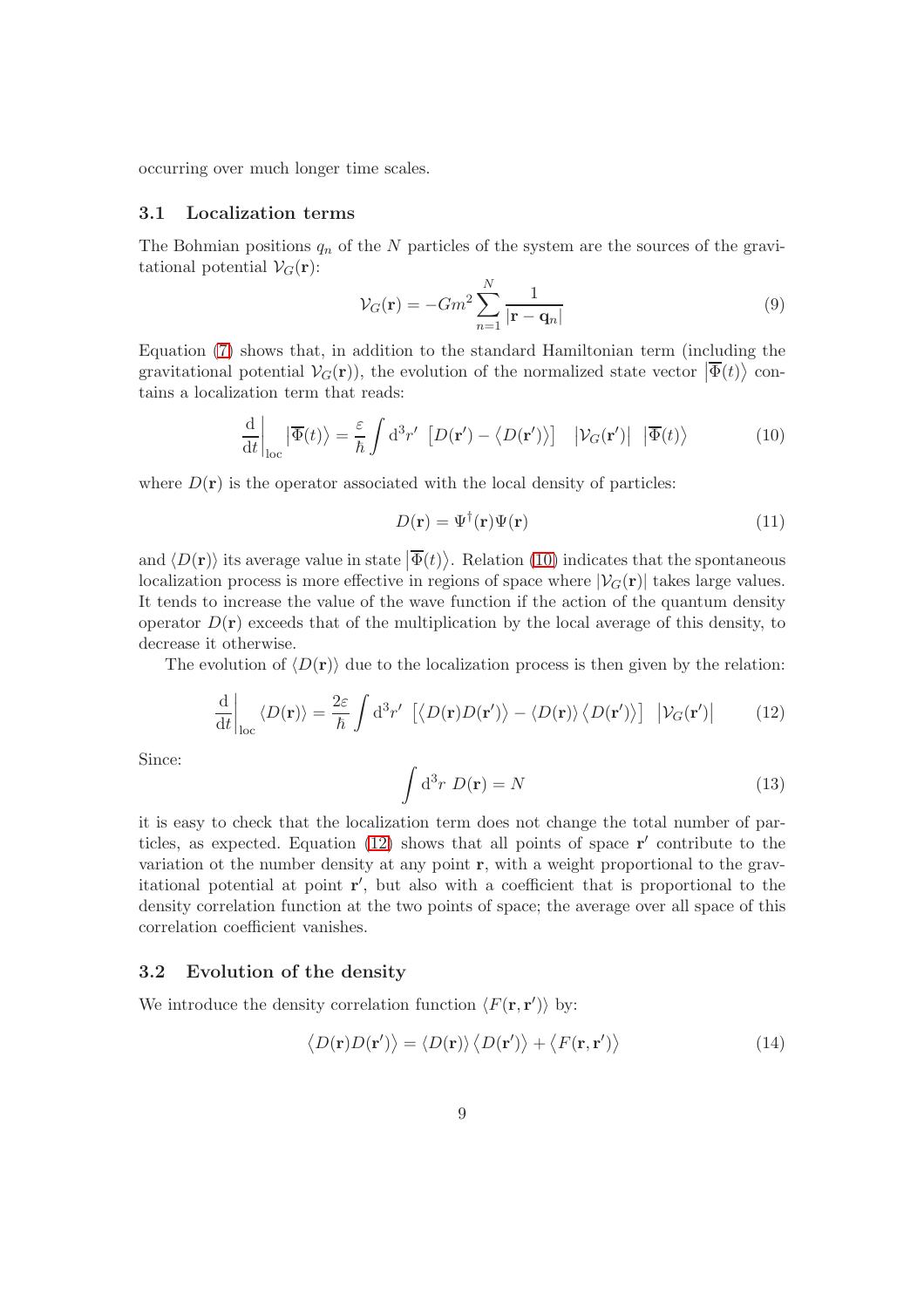occurring over much longer time scales.

### 3.1 Localization terms

The Bohmian positions $q_n$ of the $N$ particles of the system are the sources of the gravitational potential $\mathcal{V}_G(\mathbf{r})$:

$$\mathcal{V}_G(\mathbf{r}) = -Gm^2 \sum_{n=1}^{N} \frac{1}{|\mathbf{r} - \mathbf{q}_n|} \tag{9}$$

Equation (7) shows that, in addition to the standard Hamiltonian term (including the gravitational potential $\mathcal{V}_G(\mathbf{r})$), the evolution of the normalized state vector $\left|\overline{\Phi}(t)\right\rangle$ contains a localization term that reads:

$$\left.\frac{\mathrm{d}}{\mathrm{d}t}\right|_{\mathrm{loc}} \left|\overline{\Phi}(t)\right\rangle = \frac{\varepsilon}{\hbar} \int \mathrm{d}^3 r' \; \left[ D(\mathbf{r}') - \left\langle D(\mathbf{r}') \right\rangle \right] \quad \left| \mathcal{V}_G(\mathbf{r}') \right| \; \left|\overline{\Phi}(t)\right\rangle \tag{10}$$

where $D(\mathbf{r})$ is the operator associated with the local density of particles:

$$D(\mathbf{r}) = \Psi^{\dagger}(\mathbf{r}) \Psi(\mathbf{r}) \tag{11}$$

and $\langle D(\mathbf{r}) \rangle$ its average value in state $\left|\overline{\Phi}(t)\right\rangle$. Relation (10) indicates that the spontaneous localization process is more effective in regions of space where $|\mathcal{V}_G(\mathbf{r})|$ takes large values. It tends to increase the value of the wave function if the action of the quantum density operator $D(\mathbf{r})$ exceeds that of the multiplication by the local average of this density, to decrease it otherwise.

The evolution of $\langle D(\mathbf{r}) \rangle$ due to the localization process is then given by the relation:

$$\left.\frac{\mathrm{d}}{\mathrm{d}t}\right|_{\mathrm{loc}} \langle D(\mathbf{r}) \rangle = \frac{2\varepsilon}{\hbar} \int \mathrm{d}^3 r' \; \left[ \left\langle D(\mathbf{r}) D(\mathbf{r}') \right\rangle - \langle D(\mathbf{r}) \rangle \left\langle D(\mathbf{r}') \right\rangle \right] \; \left| \mathcal{V}_G(\mathbf{r}') \right| \tag{12}$$

Since:

$$\int \mathrm{d}^3 r \; D(\mathbf{r}) = N \tag{13}$$

it is easy to check that the localization term does not change the total number of particles, as expected. Equation (12) shows that all points of space $\mathbf{r}'$ contribute to the variation ot the number density at any point $\mathbf{r}$, with a weight proportional to the gravitational potential at point $\mathbf{r}'$, but also with a coefficient that is proportional to the density correlation function at the two points of space; the average over all space of this correlation coefficient vanishes.

### 3.2 Evolution of the density

We introduce the density correlation function $\langle F(\mathbf{r}, \mathbf{r}') \rangle$ by:

$$\left\langle D(\mathbf{r}) D(\mathbf{r}') \right\rangle = \langle D(\mathbf{r}) \rangle \left\langle D(\mathbf{r}') \right\rangle + \left\langle F(\mathbf{r}, \mathbf{r}') \right\rangle \tag{14}$$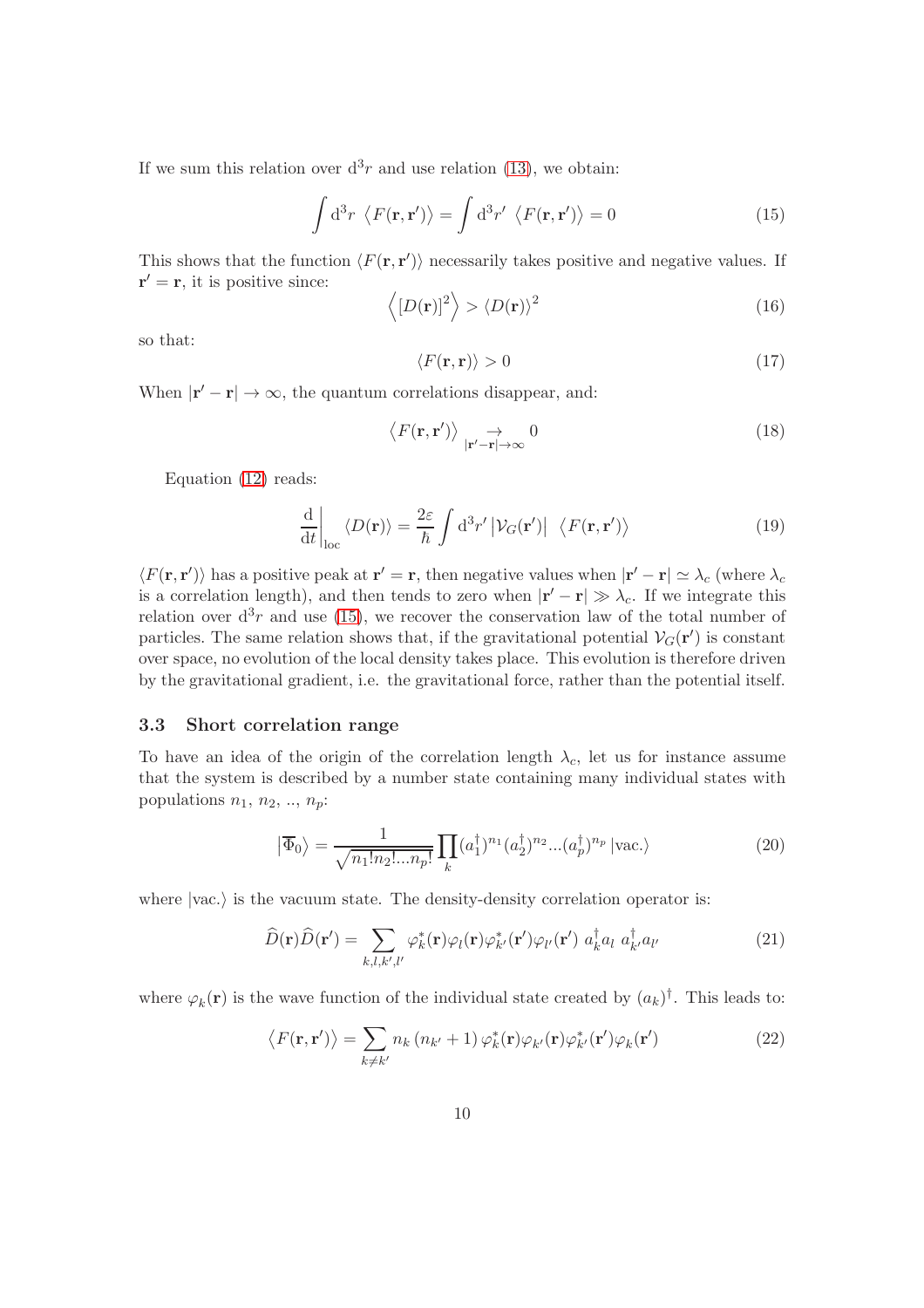If we sum this relation over $\mathrm{d}^3r$ and use relation (13), we obtain:

$$\int \mathrm{d}^3r \ \langle F(\mathbf{r}, \mathbf{r}') \rangle = \int \mathrm{d}^3r' \ \langle F(\mathbf{r}, \mathbf{r}') \rangle = 0 \tag{15}$$

This shows that the function $\langle F(\mathbf{r}, \mathbf{r}') \rangle$ necessarily takes positive and negative values. If $\mathbf{r}' = \mathbf{r}$, it is positive since:

$$\left\langle [D(\mathbf{r})]^2 \right\rangle > \langle D(\mathbf{r}) \rangle^2 \tag{16}$$

so that:

$$\langle F(\mathbf{r}, \mathbf{r}) \rangle > 0 \tag{17}$$

When $|\mathbf{r}' - \mathbf{r}| \to \infty$, the quantum correlations disappear, and:

$$\langle F(\mathbf{r}, \mathbf{r}') \rangle \underset{|\mathbf{r}'-\mathbf{r}| \to \infty}{\to} 0 \tag{18}$$

Equation (12) reads:

$$\left.\frac{\mathrm{d}}{\mathrm{d}t}\right|_{\mathrm{loc}} \langle D(\mathbf{r}) \rangle = \frac{2\varepsilon}{\hbar} \int \mathrm{d}^3r' \left| \mathcal{V}_G(\mathbf{r}') \right| \ \langle F(\mathbf{r}, \mathbf{r}') \rangle \tag{19}$$

$\langle F(\mathbf{r}, \mathbf{r}') \rangle$ has a positive peak at $\mathbf{r}' = \mathbf{r}$, then negative values when $|\mathbf{r}' - \mathbf{r}| \simeq \lambda_c$ (where $\lambda_c$ is a correlation length), and then tends to zero when $|\mathbf{r}' - \mathbf{r}| \gg \lambda_c$. If we integrate this relation over $\mathrm{d}^3r$ and use (15), we recover the conservation law of the total number of particles. The same relation shows that, if the gravitational potential $\mathcal{V}_G(\mathbf{r}')$ is constant over space, no evolution of the local density takes place. This evolution is therefore driven by the gravitational gradient, i.e. the gravitational force, rather than the potential itself.

### 3.3 Short correlation range

To have an idea of the origin of the correlation length $\lambda_c$, let us for instance assume that the system is described by a number state containing many individual states with populations $n_1$, $n_2$, .., $n_p$:

$$\left| \overline{\Phi}_0 \right\rangle = \frac{1}{\sqrt{n_1! n_2! ... n_p!}} \prod_k (a_1^\dagger)^{n_1} (a_2^\dagger)^{n_2} ... (a_p^\dagger)^{n_p} \left| \mathrm{vac.} \right\rangle \tag{20}$$

where $|\mathrm{vac.}\rangle$ is the vacuum state. The density-density correlation operator is:

$$\widehat{D}(\mathbf{r}) \widehat{D}(\mathbf{r}') = \sum_{k,l,k',l'} \varphi_k^*(\mathbf{r}) \varphi_l(\mathbf{r}) \varphi_{k'}^*(\mathbf{r}') \varphi_{l'}(\mathbf{r}') \ a_k^\dagger a_l \ a_{k'}^\dagger a_{l'} \tag{21}$$

where $\varphi_k(\mathbf{r})$ is the wave function of the individual state created by $(a_k)^\dagger$. This leads to:

$$\langle F(\mathbf{r}, \mathbf{r}') \rangle = \sum_{k \neq k'} n_k \left( n_{k'} + 1 \right) \varphi_k^*(\mathbf{r}) \varphi_{k'}(\mathbf{r}) \varphi_{k'}^*(\mathbf{r}') \varphi_k(\mathbf{r}') \tag{22}$$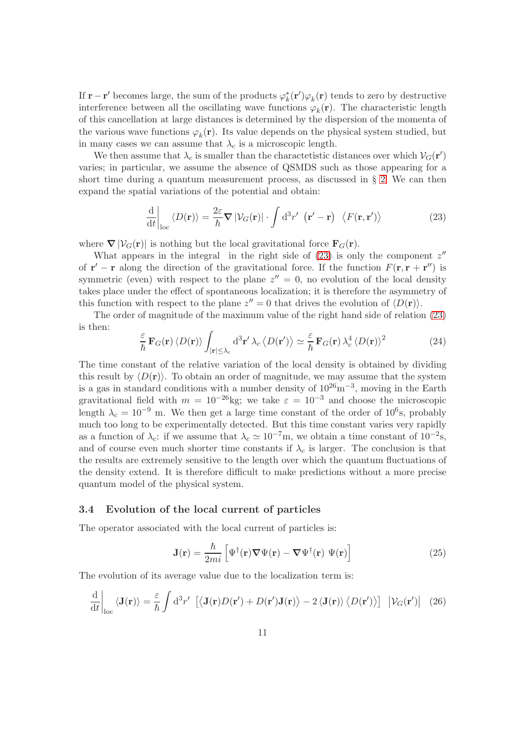If $\mathbf{r} - \mathbf{r}'$ becomes large, the sum of the products $\varphi_k^*(\mathbf{r}')\varphi_k(\mathbf{r})$ tends to zero by destructive interference between all the oscillating wave functions $\varphi_k(\mathbf{r})$. The characteristic length of this cancellation at large distances is determined by the dispersion of the momenta of the various wave functions $\varphi_k(\mathbf{r})$. Its value depends on the physical system studied, but in many cases we can assume that $\lambda_c$ is a microscopic length.

We then assume that $\lambda_c$ is smaller than the charactetistic distances over which $\mathcal{V}_G(\mathbf{r}')$ varies; in particular, we assume the absence of QSMDS such as those appearing for a short time during a quantum measurement process, as discussed in § 2. We can then expand the spatial variations of the potential and obtain:

$$\left.\frac{\mathrm{d}}{\mathrm{d}t}\right|_{\mathrm{loc}} \langle D(\mathbf{r})\rangle = \frac{2\varepsilon}{\hbar} \boldsymbol{\nabla} \left|\mathcal{V}_G(\mathbf{r})\right| \cdot \int \mathrm{d}^3 r' \;\left(\mathbf{r}' - \mathbf{r}\right)\; \left\langle F(\mathbf{r}, \mathbf{r}')\right\rangle \tag{23}$$

where $\boldsymbol{\nabla} \left|\mathcal{V}_G(\mathbf{r})\right|$ is nothing but the local gravitational force $\mathbf{F}_G(\mathbf{r})$.

What appears in the integral in the right side of (23) is only the component $z''$ of $\mathbf{r}' - \mathbf{r}$ along the direction of the gravitational force. If the function $F(\mathbf{r}, \mathbf{r} + \mathbf{r}'')$ is symmetric (even) with respect to the plane $z'' = 0$, no evolution of the local density takes place under the effect of spontaneous localization; it is therefore the asymmetry of this function with respect to the plane $z'' = 0$ that drives the evolution of $\langle D(\mathbf{r})\rangle$.

The order of magnitude of the maximum value of the right hand side of relation (23) is then:

$$\frac{\varepsilon}{\hbar} \mathbf{F}_G(\mathbf{r}) \langle D(\mathbf{r})\rangle \int_{|\mathbf{r}| \leq \lambda_c} \mathrm{d}^3\mathbf{r}' \,\lambda_c \left\langle D(\mathbf{r}')\right\rangle \simeq \frac{\varepsilon}{\hbar} \mathbf{F}_G(\mathbf{r})\, \lambda_c^4 \left\langle D(\mathbf{r})\right\rangle^2 \tag{24}$$

The time constant of the relative variation of the local density is obtained by dividing this result by $\langle D(\mathbf{r})\rangle$. To obtain an order of magnitude, we may assume that the system is a gas in standard conditions with a number density of $10^{26}\mathrm{m}^{-3}$, moving in the Earth gravitational field with $m = 10^{-26}$kg; we take $\varepsilon = 10^{-3}$ and choose the microscopic length $\lambda_c = 10^{-9}$ m. We then get a large time constant of the order of $10^6$s, probably much too long to be experimentally detected. But this time constant varies very rapidly as a function of $\lambda_c$: if we assume that $\lambda_c \simeq 10^{-7}$m, we obtain a time constant of $10^{-2}$s, and of course even much shorter time constants if $\lambda_c$ is larger. The conclusion is that the results are extremely sensitive to the length over which the quantum fluctuations of the density extend. It is therefore difficult to make predictions without a more precise quantum model of the physical system.

### 3.4 Evolution of the local current of particles

The operator associated with the local current of particles is:

$$\mathbf{J}(\mathbf{r}) = \frac{\hbar}{2mi}\left[\Psi^\dagger(\mathbf{r})\boldsymbol{\nabla}\Psi(\mathbf{r}) - \boldsymbol{\nabla}\Psi^\dagger(\mathbf{r})\;\Psi(\mathbf{r})\right] \tag{25}$$

The evolution of its average value due to the localization term is:

$$\left.\frac{\mathrm{d}}{\mathrm{d}t}\right|_{\mathrm{loc}} \langle \mathbf{J}(\mathbf{r})\rangle = \frac{\varepsilon}{\hbar}\int \mathrm{d}^3 r' \;\left[\left\langle \mathbf{J}(\mathbf{r})D(\mathbf{r}') + D(\mathbf{r}')\mathbf{J}(\mathbf{r})\right\rangle - 2\left\langle \mathbf{J}(\mathbf{r})\right\rangle \left\langle D(\mathbf{r}')\right\rangle\right]\;\left|\mathcal{V}_G(\mathbf{r}')\right| \tag{26}$$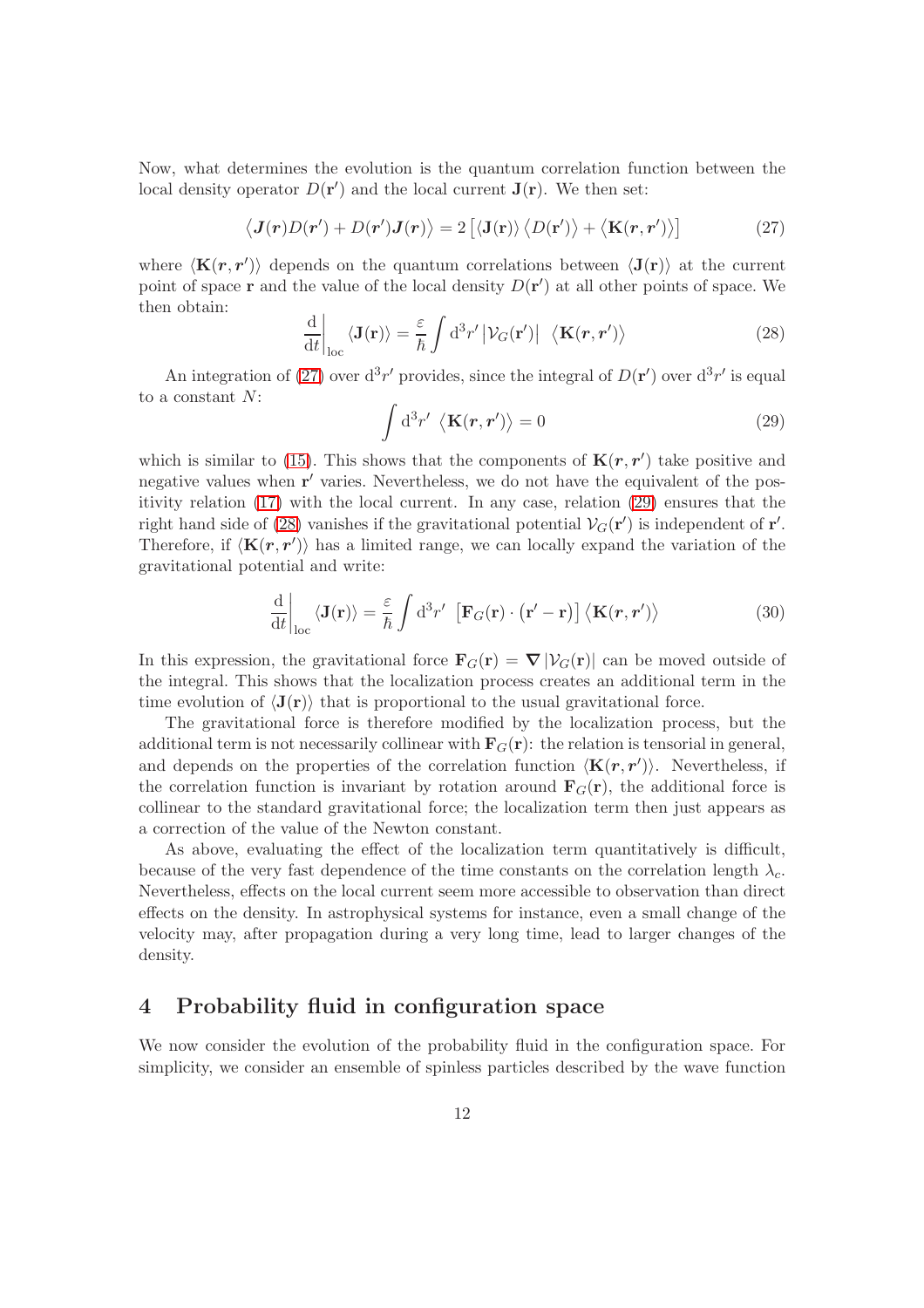Now, what determines the evolution is the quantum correlation function between the local density operator $D(\mathbf{r}')$ and the local current $\mathbf{J}(\mathbf{r})$. We then set:

$$\left\langle \boldsymbol{J}(\boldsymbol{r})D(\boldsymbol{r}') + D(\boldsymbol{r}')\boldsymbol{J}(\boldsymbol{r}) \right\rangle = 2\left[ \left\langle \mathbf{J}(\mathbf{r}) \right\rangle \left\langle D(\mathbf{r}') \right\rangle + \left\langle \mathbf{K}(\boldsymbol{r},\boldsymbol{r}') \right\rangle \right] \tag{27}$$

where $\langle \mathbf{K}(\boldsymbol{r},\boldsymbol{r}') \rangle$ depends on the quantum correlations between $\langle \mathbf{J}(\mathbf{r}) \rangle$ at the current point of space $\mathbf{r}$ and the value of the local density $D(\mathbf{r}')$ at all other points of space. We then obtain:

$$\left.\frac{\mathrm{d}}{\mathrm{d}t}\right|_{\mathrm{loc}} \langle \mathbf{J}(\mathbf{r}) \rangle = \frac{\varepsilon}{\hbar} \int \mathrm{d}^3 r' \left| \mathcal{V}_G(\mathbf{r}') \right| \; \left\langle \mathbf{K}(\boldsymbol{r},\boldsymbol{r}') \right\rangle \tag{28}$$

An integration of (27) over $\mathrm{d}^3 r'$ provides, since the integral of $D(\mathbf{r}')$ over $\mathrm{d}^3 r'$ is equal to a constant $N$:

$$\int \mathrm{d}^3 r' \; \left\langle \mathbf{K}(\boldsymbol{r},\boldsymbol{r}') \right\rangle = 0 \tag{29}$$

which is similar to (15). This shows that the components of $\mathbf{K}(\boldsymbol{r},\boldsymbol{r}')$ take positive and negative values when $\mathbf{r}'$ varies. Nevertheless, we do not have the equivalent of the positivity relation (17) with the local current. In any case, relation (29) ensures that the right hand side of (28) vanishes if the gravitational potential $\mathcal{V}_G(\mathbf{r}')$ is independent of $\mathbf{r}'$. Therefore, if $\langle \mathbf{K}(\boldsymbol{r},\boldsymbol{r}') \rangle$ has a limited range, we can locally expand the variation of the gravitational potential and write:

$$\left.\frac{\mathrm{d}}{\mathrm{d}t}\right|_{\mathrm{loc}} \langle \mathbf{J}(\mathbf{r}) \rangle = \frac{\varepsilon}{\hbar} \int \mathrm{d}^3 r' \; \left[ \mathbf{F}_G(\mathbf{r}) \cdot \left( \mathbf{r}' - \mathbf{r} \right) \right] \left\langle \mathbf{K}(\boldsymbol{r},\boldsymbol{r}') \right\rangle \tag{30}$$

In this expression, the gravitational force $\mathbf{F}_G(\mathbf{r}) = \boldsymbol{\nabla} \left| \mathcal{V}_G(\mathbf{r}) \right|$ can be moved outside of the integral. This shows that the localization process creates an additional term in the time evolution of $\langle \mathbf{J}(\mathbf{r}) \rangle$ that is proportional to the usual gravitational force.

The gravitational force is therefore modified by the localization process, but the additional term is not necessarily collinear with $\mathbf{F}_G(\mathbf{r})$: the relation is tensorial in general, and depends on the properties of the correlation function $\langle \mathbf{K}(\boldsymbol{r},\boldsymbol{r}') \rangle$. Nevertheless, if the correlation function is invariant by rotation around $\mathbf{F}_G(\mathbf{r})$, the additional force is collinear to the standard gravitational force; the localization term then just appears as a correction of the value of the Newton constant.

As above, evaluating the effect of the localization term quantitatively is difficult, because of the very fast dependence of the time constants on the correlation length $\lambda_c$. Nevertheless, effects on the local current seem more accessible to observation than direct effects on the density. In astrophysical systems for instance, even a small change of the velocity may, after propagation during a very long time, lead to larger changes of the density.

## 4 Probability fluid in configuration space

We now consider the evolution of the probability fluid in the configuration space. For simplicity, we consider an ensemble of spinless particles described by the wave function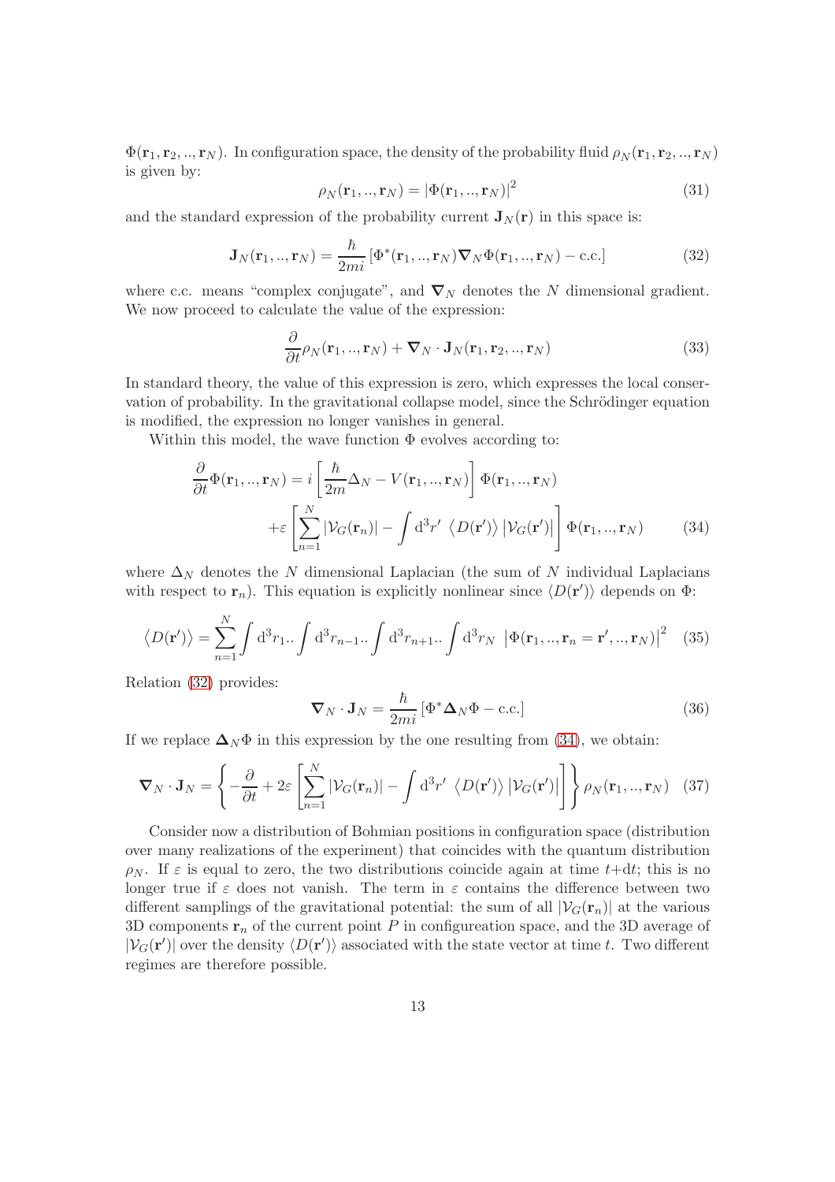$\Phi(\mathbf{r}_1, \mathbf{r}_2, .., \mathbf{r}_N)$. In configuration space, the density of the probability fluid $\rho_N(\mathbf{r}_1, \mathbf{r}_2, .., \mathbf{r}_N)$ is given by:

$$\rho_N(\mathbf{r}_1, .., \mathbf{r}_N) = |\Phi(\mathbf{r}_1, .., \mathbf{r}_N)|^2 \tag{31}$$

and the standard expression of the probability current $\mathbf{J}_N(\mathbf{r})$ in this space is:

$$\mathbf{J}_N(\mathbf{r}_1, .., \mathbf{r}_N) = \frac{\hbar}{2mi} \left[ \Phi^*(\mathbf{r}_1, .., \mathbf{r}_N) \boldsymbol{\nabla}_N \Phi(\mathbf{r}_1, .., \mathbf{r}_N) - \text{c.c.} \right] \tag{32}$$

where c.c. means "complex conjugate", and $\boldsymbol{\nabla}_N$ denotes the $N$ dimensional gradient. We now proceed to calculate the value of the expression:

$$\frac{\partial}{\partial t} \rho_N(\mathbf{r}_1, .., \mathbf{r}_N) + \boldsymbol{\nabla}_N \cdot \mathbf{J}_N(\mathbf{r}_1, \mathbf{r}_2, .., \mathbf{r}_N) \tag{33}$$

In standard theory, the value of this expression is zero, which expresses the local conservation of probability. In the gravitational collapse model, since the Schrödinger equation is modified, the expression no longer vanishes in general.

Within this model, the wave function $\Phi$ evolves according to:

$$\begin{aligned}\frac{\partial}{\partial t} \Phi(\mathbf{r}_1, .., \mathbf{r}_N) &= i \left[ \frac{\hbar}{2m} \Delta_N - V(\mathbf{r}_1, .., \mathbf{r}_N) \right] \Phi(\mathbf{r}_1, .., \mathbf{r}_N) \\ &+ \varepsilon \left[ \sum_{n=1}^{N} |\mathcal{V}_G(\mathbf{r}_n)| - \int \mathrm{d}^3 r' \, \langle D(\mathbf{r}') \rangle \, |\mathcal{V}_G(\mathbf{r}')| \right] \Phi(\mathbf{r}_1, .., \mathbf{r}_N)\end{aligned} \tag{34}$$

where $\Delta_N$ denotes the $N$ dimensional Laplacian (the sum of $N$ individual Laplacians with respect to $\mathbf{r}_n$). This equation is explicitly nonlinear since $\langle D(\mathbf{r}') \rangle$ depends on $\Phi$:

$$\langle D(\mathbf{r}') \rangle = \sum_{n=1}^{N} \int \mathrm{d}^3 r_1 .. \int \mathrm{d}^3 r_{n-1} .. \int \mathrm{d}^3 r_{n+1} .. \int \mathrm{d}^3 r_N \, \left| \Phi(\mathbf{r}_1, .., \mathbf{r}_n = \mathbf{r}', .., \mathbf{r}_N) \right|^2 \tag{35}$$

Relation (32) provides:

$$\boldsymbol{\nabla}_N \cdot \mathbf{J}_N = \frac{\hbar}{2mi} \left[ \Phi^* \boldsymbol{\Delta}_N \Phi - \text{c.c.} \right] \tag{36}$$

If we replace $\boldsymbol{\Delta}_N \Phi$ in this expression by the one resulting from (34), we obtain:

$$\boldsymbol{\nabla}_N \cdot \mathbf{J}_N = \left\{ -\frac{\partial}{\partial t} + 2\varepsilon \left[ \sum_{n=1}^{N} |\mathcal{V}_G(\mathbf{r}_n)| - \int \mathrm{d}^3 r' \, \langle D(\mathbf{r}') \rangle \, |\mathcal{V}_G(\mathbf{r}')| \right] \right\} \rho_N(\mathbf{r}_1, .., \mathbf{r}_N) \tag{37}$$

Consider now a distribution of Bohmian positions in configuration space (distribution over many realizations of the experiment) that coincides with the quantum distribution $\rho_N$. If $\varepsilon$ is equal to zero, the two distributions coincide again at time $t+\mathrm{d}t$; this is no longer true if $\varepsilon$ does not vanish. The term in $\varepsilon$ contains the difference between two different samplings of the gravitational potential: the sum of all $|\mathcal{V}_G(\mathbf{r}_n)|$ at the various 3D components $\mathbf{r}_n$ of the current point $P$ in configureation space, and the 3D average of $|\mathcal{V}_G(\mathbf{r}')|$ over the density $\langle D(\mathbf{r}') \rangle$ associated with the state vector at time $t$. Two different regimes are therefore possible.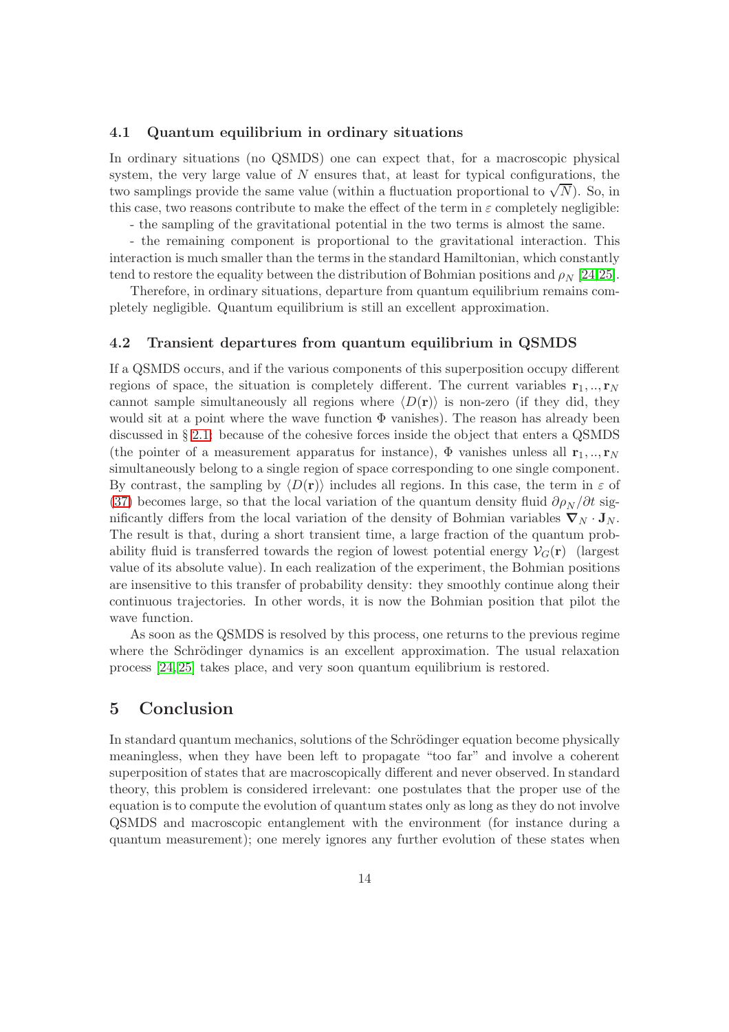### 4.1 Quantum equilibrium in ordinary situations

In ordinary situations (no QSMDS) one can expect that, for a macroscopic physical system, the very large value of $N$ ensures that, at least for typical configurations, the two samplings provide the same value (within a fluctuation proportional to $\sqrt{N}$). So, in this case, two reasons contribute to make the effect of the term in $\varepsilon$ completely negligible:

- the sampling of the gravitational potential in the two terms is almost the same.

- the remaining component is proportional to the gravitational interaction. This interaction is much smaller than the terms in the standard Hamiltonian, which constantly tend to restore the equality between the distribution of Bohmian positions and $\rho_N$ [24,25].

Therefore, in ordinary situations, departure from quantum equilibrium remains completely negligible. Quantum equilibrium is still an excellent approximation.

### 4.2 Transient departures from quantum equilibrium in QSMDS

If a QSMDS occurs, and if the various components of this superposition occupy different regions of space, the situation is completely different. The current variables $\mathbf{r}_1, .., \mathbf{r}_N$ cannot sample simultaneously all regions where $\langle D(\mathbf{r}) \rangle$ is non-zero (if they did, they would sit at a point where the wave function $\Phi$ vanishes). The reason has already been discussed in § 2.1: because of the cohesive forces inside the object that enters a QSMDS (the pointer of a measurement apparatus for instance), $\Phi$ vanishes unless all $\mathbf{r}_1, .., \mathbf{r}_N$ simultaneously belong to a single region of space corresponding to one single component. By contrast, the sampling by $\langle D(\mathbf{r}) \rangle$ includes all regions. In this case, the term in $\varepsilon$ of (37) becomes large, so that the local variation of the quantum density fluid $\partial \rho_N / \partial t$ significantly differs from the local variation of the density of Bohmian variables $\boldsymbol{\nabla}_N \cdot \mathbf{J}_N$. The result is that, during a short transient time, a large fraction of the quantum probability fluid is transferred towards the region of lowest potential energy $\mathcal{V}_G(\mathbf{r})$ (largest value of its absolute value). In each realization of the experiment, the Bohmian positions are insensitive to this transfer of probability density: they smoothly continue along their continuous trajectories. In other words, it is now the Bohmian position that pilot the wave function.

As soon as the QSMDS is resolved by this process, one returns to the previous regime where the Schrödinger dynamics is an excellent approximation. The usual relaxation process [24,25] takes place, and very soon quantum equilibrium is restored.

## 5 Conclusion

In standard quantum mechanics, solutions of the Schrödinger equation become physically meaningless, when they have been left to propagate "too far" and involve a coherent superposition of states that are macroscopically different and never observed. In standard theory, this problem is considered irrelevant: one postulates that the proper use of the equation is to compute the evolution of quantum states only as long as they do not involve QSMDS and macroscopic entanglement with the environment (for instance during a quantum measurement); one merely ignores any further evolution of these states when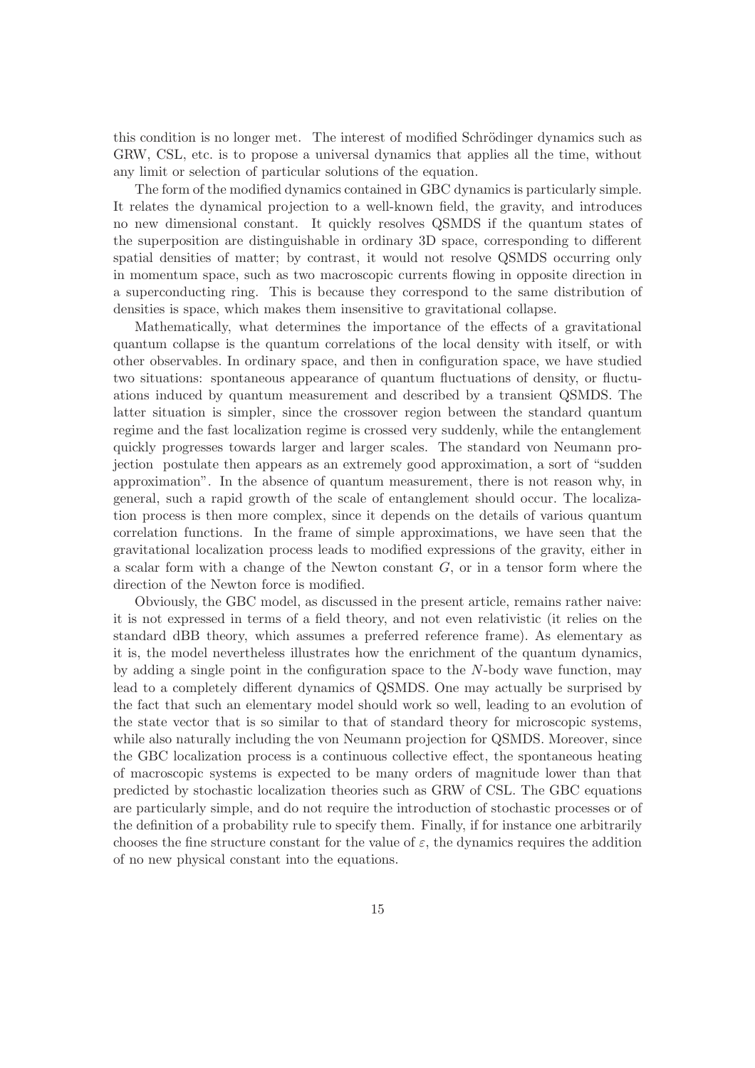this condition is no longer met. The interest of modified Schrödinger dynamics such as GRW, CSL, etc. is to propose a universal dynamics that applies all the time, without any limit or selection of particular solutions of the equation.

The form of the modified dynamics contained in GBC dynamics is particularly simple. It relates the dynamical projection to a well-known field, the gravity, and introduces no new dimensional constant. It quickly resolves QSMDS if the quantum states of the superposition are distinguishable in ordinary 3D space, corresponding to different spatial densities of matter; by contrast, it would not resolve QSMDS occurring only in momentum space, such as two macroscopic currents flowing in opposite direction in a superconducting ring. This is because they correspond to the same distribution of densities is space, which makes them insensitive to gravitational collapse.

Mathematically, what determines the importance of the effects of a gravitational quantum collapse is the quantum correlations of the local density with itself, or with other observables. In ordinary space, and then in configuration space, we have studied two situations: spontaneous appearance of quantum fluctuations of density, or fluctuations induced by quantum measurement and described by a transient QSMDS. The latter situation is simpler, since the crossover region between the standard quantum regime and the fast localization regime is crossed very suddenly, while the entanglement quickly progresses towards larger and larger scales. The standard von Neumann projection postulate then appears as an extremely good approximation, a sort of "sudden approximation". In the absence of quantum measurement, there is not reason why, in general, such a rapid growth of the scale of entanglement should occur. The localization process is then more complex, since it depends on the details of various quantum correlation functions. In the frame of simple approximations, we have seen that the gravitational localization process leads to modified expressions of the gravity, either in a scalar form with a change of the Newton constant $G$, or in a tensor form where the direction of the Newton force is modified.

Obviously, the GBC model, as discussed in the present article, remains rather naive: it is not expressed in terms of a field theory, and not even relativistic (it relies on the standard dBB theory, which assumes a preferred reference frame). As elementary as it is, the model nevertheless illustrates how the enrichment of the quantum dynamics, by adding a single point in the configuration space to the $N$-body wave function, may lead to a completely different dynamics of QSMDS. One may actually be surprised by the fact that such an elementary model should work so well, leading to an evolution of the state vector that is so similar to that of standard theory for microscopic systems, while also naturally including the von Neumann projection for QSMDS. Moreover, since the GBC localization process is a continuous collective effect, the spontaneous heating of macroscopic systems is expected to be many orders of magnitude lower than that predicted by stochastic localization theories such as GRW of CSL. The GBC equations are particularly simple, and do not require the introduction of stochastic processes or of the definition of a probability rule to specify them. Finally, if for instance one arbitrarily chooses the fine structure constant for the value of $\varepsilon$, the dynamics requires the addition of no new physical constant into the equations.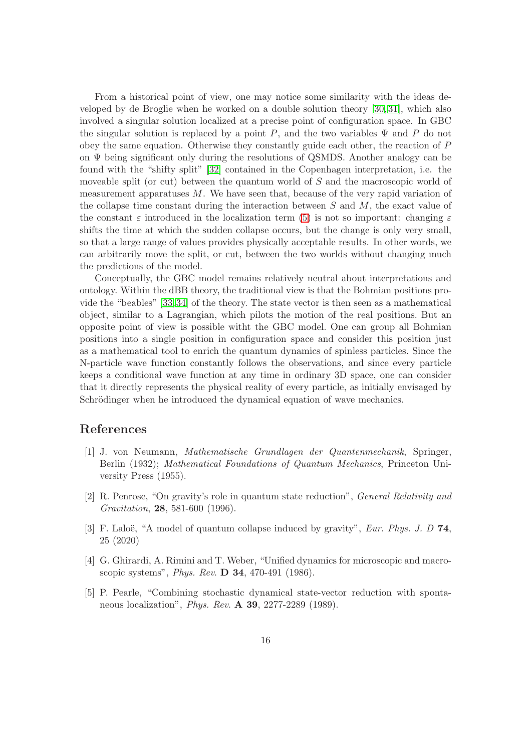From a historical point of view, one may notice some similarity with the ideas developed by de Broglie when he worked on a double solution theory [30,31], which also involved a singular solution localized at a precise point of configuration space. In GBC the singular solution is replaced by a point $P$, and the two variables $\Psi$ and $P$ do not obey the same equation. Otherwise they constantly guide each other, the reaction of $P$ on $\Psi$ being significant only during the resolutions of QSMDS. Another analogy can be found with the "shifty split" [32] contained in the Copenhagen interpretation, i.e. the moveable split (or cut) between the quantum world of $S$ and the macroscopic world of measurement apparatuses $M$. We have seen that, because of the very rapid variation of the collapse time constant during the interaction between $S$ and $M$, the exact value of the constant $\varepsilon$ introduced in the localization term (5) is not so important: changing $\varepsilon$ shifts the time at which the sudden collapse occurs, but the change is only very small, so that a large range of values provides physically acceptable results. In other words, we can arbitrarily move the split, or cut, between the two worlds without changing much the predictions of the model.

Conceptually, the GBC model remains relatively neutral about interpretations and ontology. Within the dBB theory, the traditional view is that the Bohmian positions provide the "beables" [33,34] of the theory. The state vector is then seen as a mathematical object, similar to a Lagrangian, which pilots the motion of the real positions. But an opposite point of view is possible witht the GBC model. One can group all Bohmian positions into a single position in configuration space and consider this position just as a mathematical tool to enrich the quantum dynamics of spinless particles. Since the N-particle wave function constantly follows the observations, and since every particle keeps a conditional wave function at any time in ordinary 3D space, one can consider that it directly represents the physical reality of every particle, as initially envisaged by Schrödinger when he introduced the dynamical equation of wave mechanics.

## References

[1] J. von Neumann, *Mathematische Grundlagen der Quantenmechanik*, Springer, Berlin (1932); *Mathematical Foundations of Quantum Mechanics*, Princeton University Press (1955).

[2] R. Penrose, "On gravity's role in quantum state reduction", *General Relativity and Gravitation*, **28**, 581-600 (1996).

[3] F. Laloë, "A model of quantum collapse induced by gravity", *Eur. Phys. J. D* **74**, 25 (2020)

[4] G. Ghirardi, A. Rimini and T. Weber, "Unified dynamics for microscopic and macroscopic systems", *Phys. Rev.* **D 34**, 470-491 (1986).

[5] P. Pearle, "Combining stochastic dynamical state-vector reduction with spontaneous localization", *Phys. Rev.* **A 39**, 2277-2289 (1989).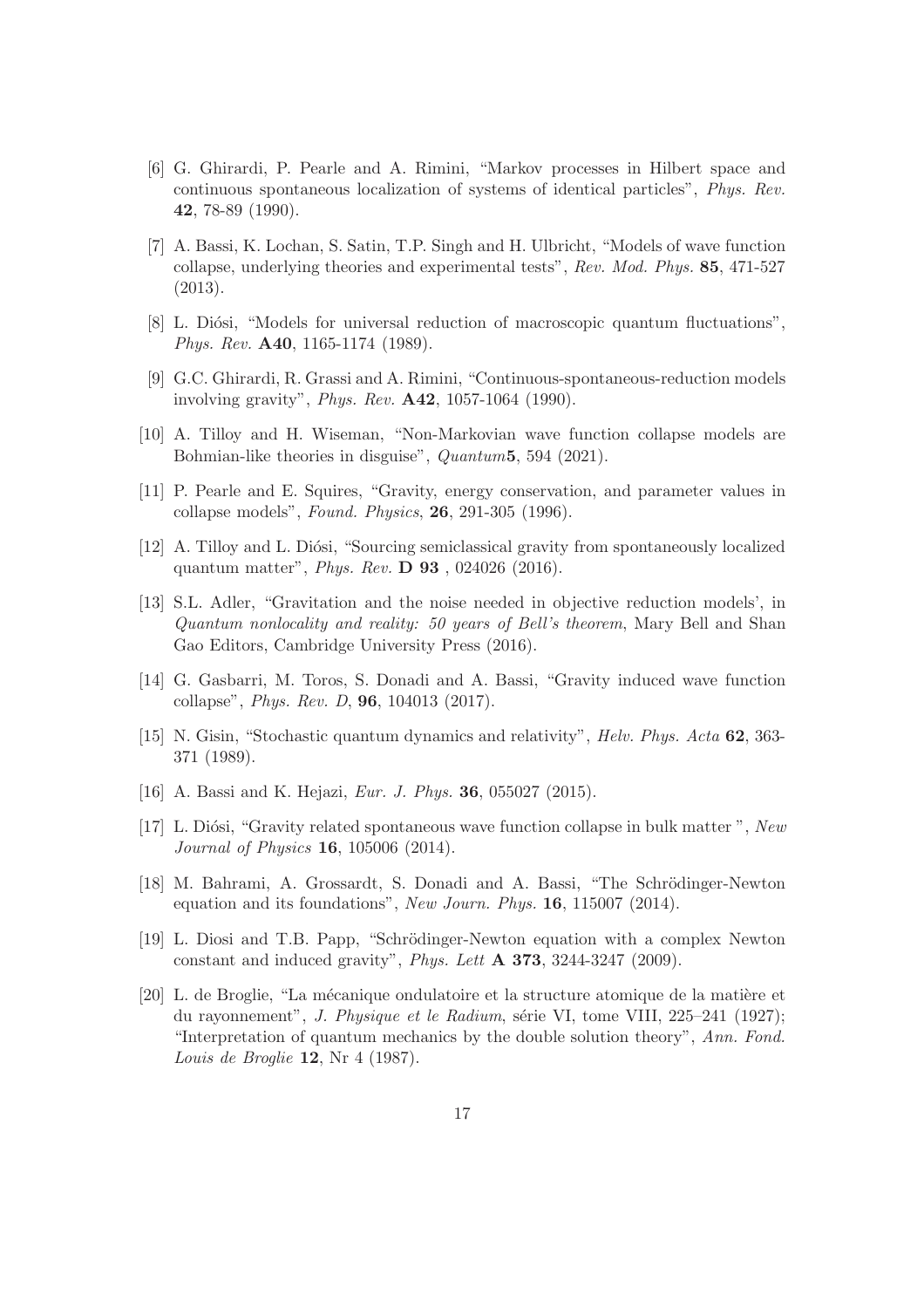[6] G. Ghirardi, P. Pearle and A. Rimini, "Markov processes in Hilbert space and continuous spontaneous localization of systems of identical particles", *Phys. Rev.* **42**, 78-89 (1990).

[7] A. Bassi, K. Lochan, S. Satin, T.P. Singh and H. Ulbricht, "Models of wave function collapse, underlying theories and experimental tests", *Rev. Mod. Phys.* **85**, 471-527 (2013).

[8] L. Diósi, "Models for universal reduction of macroscopic quantum fluctuations", *Phys. Rev.* **A40**, 1165-1174 (1989).

[9] G.C. Ghirardi, R. Grassi and A. Rimini, "Continuous-spontaneous-reduction models involving gravity", *Phys. Rev.* **A42**, 1057-1064 (1990).

[10] A. Tilloy and H. Wiseman, "Non-Markovian wave function collapse models are Bohmian-like theories in disguise", *Quantum***5**, 594 (2021).

[11] P. Pearle and E. Squires, "Gravity, energy conservation, and parameter values in collapse models", *Found. Physics*, **26**, 291-305 (1996).

[12] A. Tilloy and L. Diósi, "Sourcing semiclassical gravity from spontaneously localized quantum matter", *Phys. Rev.* **D 93** , 024026 (2016).

[13] S.L. Adler, "Gravitation and the noise needed in objective reduction models', in *Quantum nonlocality and reality: 50 years of Bell's theorem*, Mary Bell and Shan Gao Editors, Cambridge University Press (2016).

[14] G. Gasbarri, M. Toros, S. Donadi and A. Bassi, "Gravity induced wave function collapse", *Phys. Rev. D*, **96**, 104013 (2017).

[15] N. Gisin, "Stochastic quantum dynamics and relativity", *Helv. Phys. Acta* **62**, 363-371 (1989).

[16] A. Bassi and K. Hejazi, *Eur. J. Phys.* **36**, 055027 (2015).

[17] L. Diósi, "Gravity related spontaneous wave function collapse in bulk matter ", *New Journal of Physics* **16**, 105006 (2014).

[18] M. Bahrami, A. Grossardt, S. Donadi and A. Bassi, "The Schrödinger-Newton equation and its foundations", *New Journ. Phys.* **16**, 115007 (2014).

[19] L. Diosi and T.B. Papp, "Schrödinger-Newton equation with a complex Newton constant and induced gravity", *Phys. Lett* **A 373**, 3244-3247 (2009).

[20] L. de Broglie, "La mécanique ondulatoire et la structure atomique de la matière et du rayonnement", *J. Physique et le Radium*, série VI, tome VIII, 225–241 (1927); "Interpretation of quantum mechanics by the double solution theory", *Ann. Fond. Louis de Broglie* **12**, Nr 4 (1987).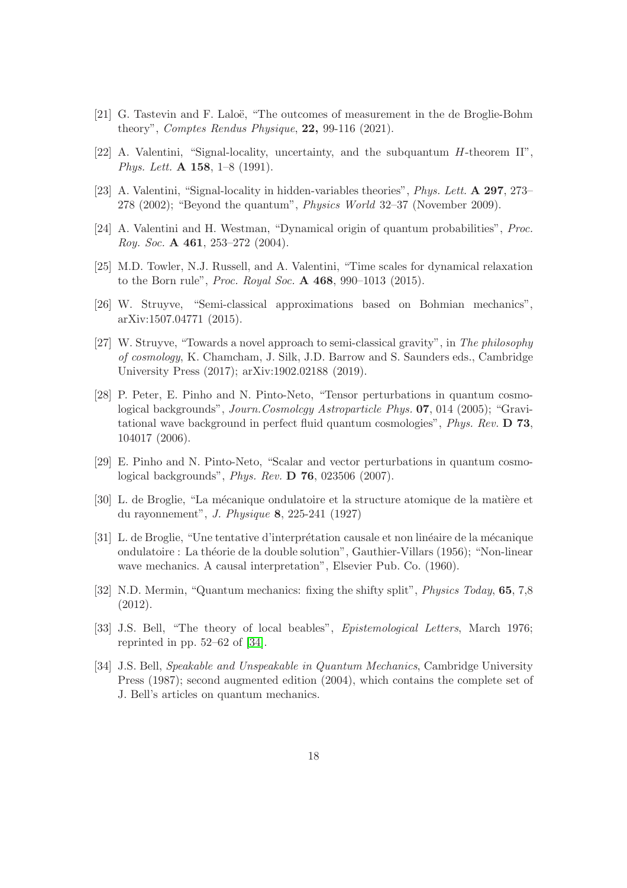[21] G. Tastevin and F. Laloë, "The outcomes of measurement in the de Broglie-Bohm theory", *Comptes Rendus Physique*, **22,** 99-116 (2021).

[22] A. Valentini, "Signal-locality, uncertainty, and the subquantum $H$-theorem II", *Phys. Lett.* **A 158**, 1–8 (1991).

[23] A. Valentini, "Signal-locality in hidden-variables theories", *Phys. Lett.* **A 297**, 273–278 (2002); "Beyond the quantum", *Physics World* 32–37 (November 2009).

[24] A. Valentini and H. Westman, "Dynamical origin of quantum probabilities", *Proc. Roy. Soc.* **A 461**, 253–272 (2004).

[25] M.D. Towler, N.J. Russell, and A. Valentini, "Time scales for dynamical relaxation to the Born rule", *Proc. Royal Soc.* **A 468**, 990–1013 (2015).

[26] W. Struyve, "Semi-classical approximations based on Bohmian mechanics", arXiv:1507.04771 (2015).

[27] W. Struyve, "Towards a novel approach to semi-classical gravity", in *The philosophy of cosmology*, K. Chamcham, J. Silk, J.D. Barrow and S. Saunders eds., Cambridge University Press (2017); arXiv:1902.02188 (2019).

[28] P. Peter, E. Pinho and N. Pinto-Neto, "Tensor perturbations in quantum cosmological backgrounds", *Journ.Cosmolcgy Astroparticle Phys.* **07**, 014 (2005); "Gravitational wave background in perfect fluid quantum cosmologies", *Phys. Rev.* **D 73**, 104017 (2006).

[29] E. Pinho and N. Pinto-Neto, "Scalar and vector perturbations in quantum cosmological backgrounds", *Phys. Rev.* **D 76**, 023506 (2007).

[30] L. de Broglie, "La mécanique ondulatoire et la structure atomique de la matière et du rayonnement", *J. Physique* **8**, 225-241 (1927)

[31] L. de Broglie, "Une tentative d'interprétation causale et non linéaire de la mécanique ondulatoire : La théorie de la double solution", Gauthier-Villars (1956); "Non-linear wave mechanics. A causal interpretation", Elsevier Pub. Co. (1960).

[32] N.D. Mermin, "Quantum mechanics: fixing the shifty split", *Physics Today*, **65**, 7,8 (2012).

[33] J.S. Bell, "The theory of local beables", *Epistemological Letters*, March 1976; reprinted in pp. 52–62 of [34].

[34] J.S. Bell, *Speakable and Unspeakable in Quantum Mechanics*, Cambridge University Press (1987); second augmented edition (2004), which contains the complete set of J. Bell's articles on quantum mechanics.